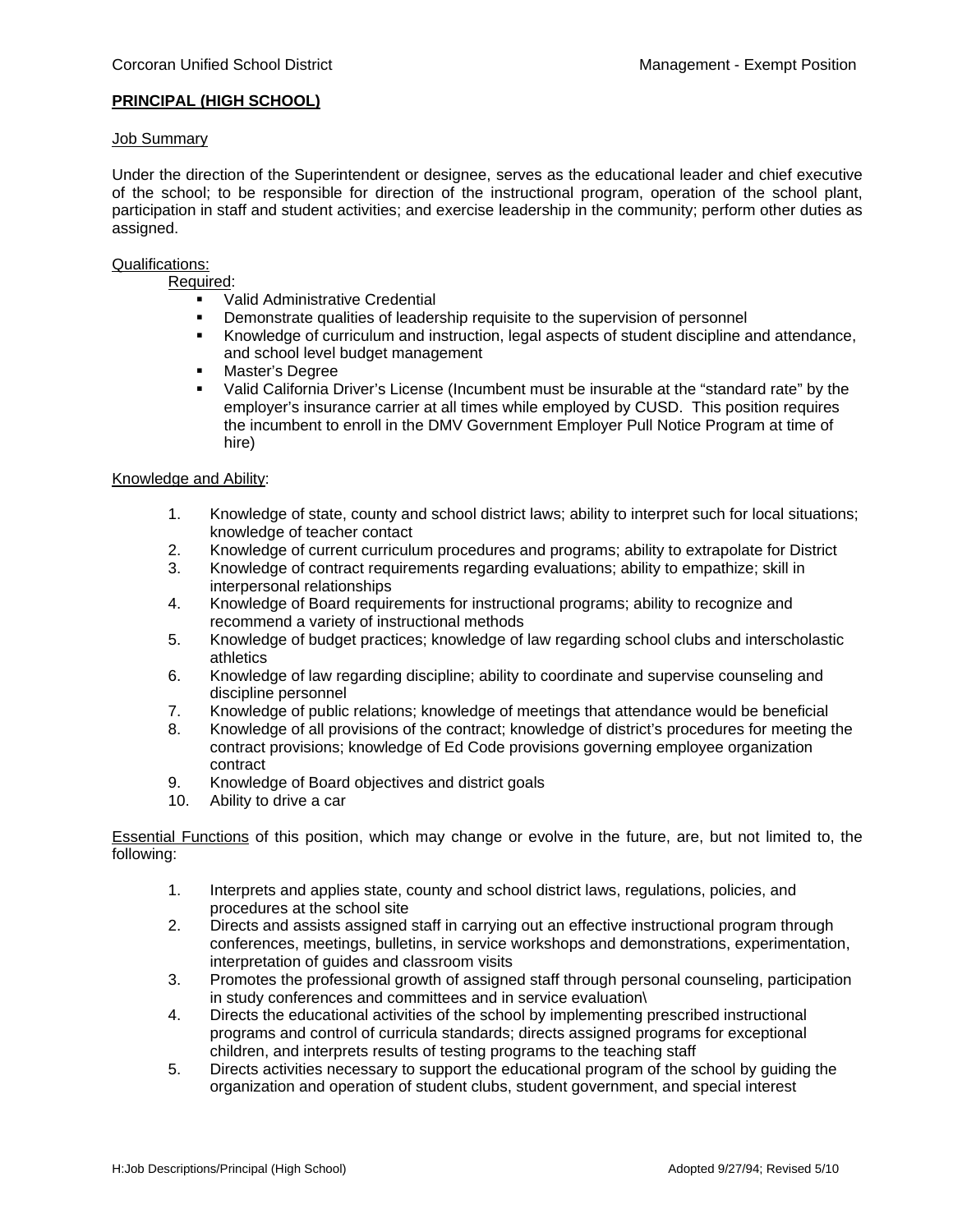Corcoran Unified School District Management - Exempt Position

**PRINCIPAL (HIGH SCHOOL)**

Job Summary

Under the direction of the Superintendent or designee, serves as the educational leader and chief executive of the school; to be responsible for direction of the instructional program, operation of the school plant, participation in staff and student activities; and exercise leadership in the community; perform other duties as assigned.

Qualifications:

Required:

- Valid Administrative Credential
- Demonstrate qualities of leadership requisite to the supervision of personnel
- Knowledge of curriculum and instruction, legal aspects of student discipline and attendance, and school level budget management
- Master's Degree
- Valid California Driver's License (Incumbent must be insurable at the "standard rate" by the employer's insurance carrier at all times while employed by CUSD. This position requires the incumbent to enroll in the DMV Government Employer Pull Notice Program at time of hire)

Knowledge and Ability:

1. Knowledge of state, county and school district laws; ability to interpret such for local situations; knowledge of teacher contact
2. Knowledge of current curriculum procedures and programs; ability to extrapolate for District
3. Knowledge of contract requirements regarding evaluations; ability to empathize; skill in interpersonal relationships
4. Knowledge of Board requirements for instructional programs; ability to recognize and recommend a variety of instructional methods
5. Knowledge of budget practices; knowledge of law regarding school clubs and interscholastic athletics
6. Knowledge of law regarding discipline; ability to coordinate and supervise counseling and discipline personnel
7. Knowledge of public relations; knowledge of meetings that attendance would be beneficial
8. Knowledge of all provisions of the contract; knowledge of district's procedures for meeting the contract provisions; knowledge of Ed Code provisions governing employee organization contract
9. Knowledge of Board objectives and district goals
10. Ability to drive a car

Essential Functions of this position, which may change or evolve in the future, are, but not limited to, the following:

1. Interprets and applies state, county and school district laws, regulations, policies, and procedures at the school site
2. Directs and assists assigned staff in carrying out an effective instructional program through conferences, meetings, bulletins, in service workshops and demonstrations, experimentation, interpretation of guides and classroom visits
3. Promotes the professional growth of assigned staff through personal counseling, participation in study conferences and committees and in service evaluation\
4. Directs the educational activities of the school by implementing prescribed instructional programs and control of curricula standards; directs assigned programs for exceptional children, and interprets results of testing programs to the teaching staff
5. Directs activities necessary to support the educational program of the school by guiding the organization and operation of student clubs, student government, and special interest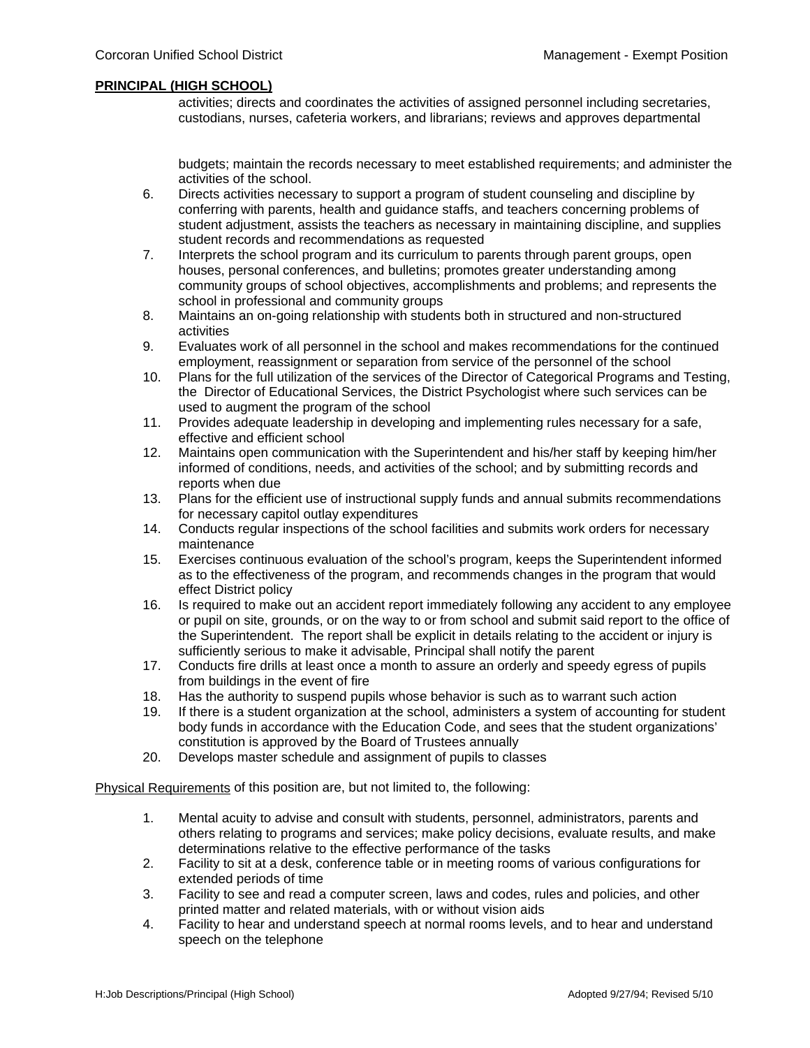activities; directs and coordinates the activities of assigned personnel including secretaries, custodians, nurses, cafeteria workers, and librarians; reviews and approves departmental budgets; maintain the records necessary to meet established requirements; and administer the activities of the school.

6. Directs activities necessary to support a program of student counseling and discipline by conferring with parents, health and guidance staffs, and teachers concerning problems of student adjustment, assists the teachers as necessary in maintaining discipline, and supplies student records and recommendations as requested
7. Interprets the school program and its curriculum to parents through parent groups, open houses, personal conferences, and bulletins; promotes greater understanding among community groups of school objectives, accomplishments and problems; and represents the school in professional and community groups
8. Maintains an on-going relationship with students both in structured and non-structured activities
9. Evaluates work of all personnel in the school and makes recommendations for the continued employment, reassignment or separation from service of the personnel of the school
10. Plans for the full utilization of the services of the Director of Categorical Programs and Testing, the Director of Educational Services, the District Psychologist where such services can be used to augment the program of the school
11. Provides adequate leadership in developing and implementing rules necessary for a safe, effective and efficient school
12. Maintains open communication with the Superintendent and his/her staff by keeping him/her informed of conditions, needs, and activities of the school; and by submitting records and reports when due
13. Plans for the efficient use of instructional supply funds and annual submits recommendations for necessary capitol outlay expenditures
14. Conducts regular inspections of the school facilities and submits work orders for necessary maintenance
15. Exercises continuous evaluation of the school's program, keeps the Superintendent informed as to the effectiveness of the program, and recommends changes in the program that would effect District policy
16. Is required to make out an accident report immediately following any accident to any employee or pupil on site, grounds, or on the way to or from school and submit said report to the office of the Superintendent. The report shall be explicit in details relating to the accident or injury is sufficiently serious to make it advisable, Principal shall notify the parent
17. Conducts fire drills at least once a month to assure an orderly and speedy egress of pupils from buildings in the event of fire
18. Has the authority to suspend pupils whose behavior is such as to warrant such action
19. If there is a student organization at the school, administers a system of accounting for student body funds in accordance with the Education Code, and sees that the student organizations' constitution is approved by the Board of Trustees annually
20. Develops master schedule and assignment of pupils to classes

Physical Requirements of this position are, but not limited to, the following:

1. Mental acuity to advise and consult with students, personnel, administrators, parents and others relating to programs and services; make policy decisions, evaluate results, and make determinations relative to the effective performance of the tasks
2. Facility to sit at a desk, conference table or in meeting rooms of various configurations for extended periods of time
3. Facility to see and read a computer screen, laws and codes, rules and policies, and other printed matter and related materials, with or without vision aids
4. Facility to hear and understand speech at normal rooms levels, and to hear and understand speech on the telephone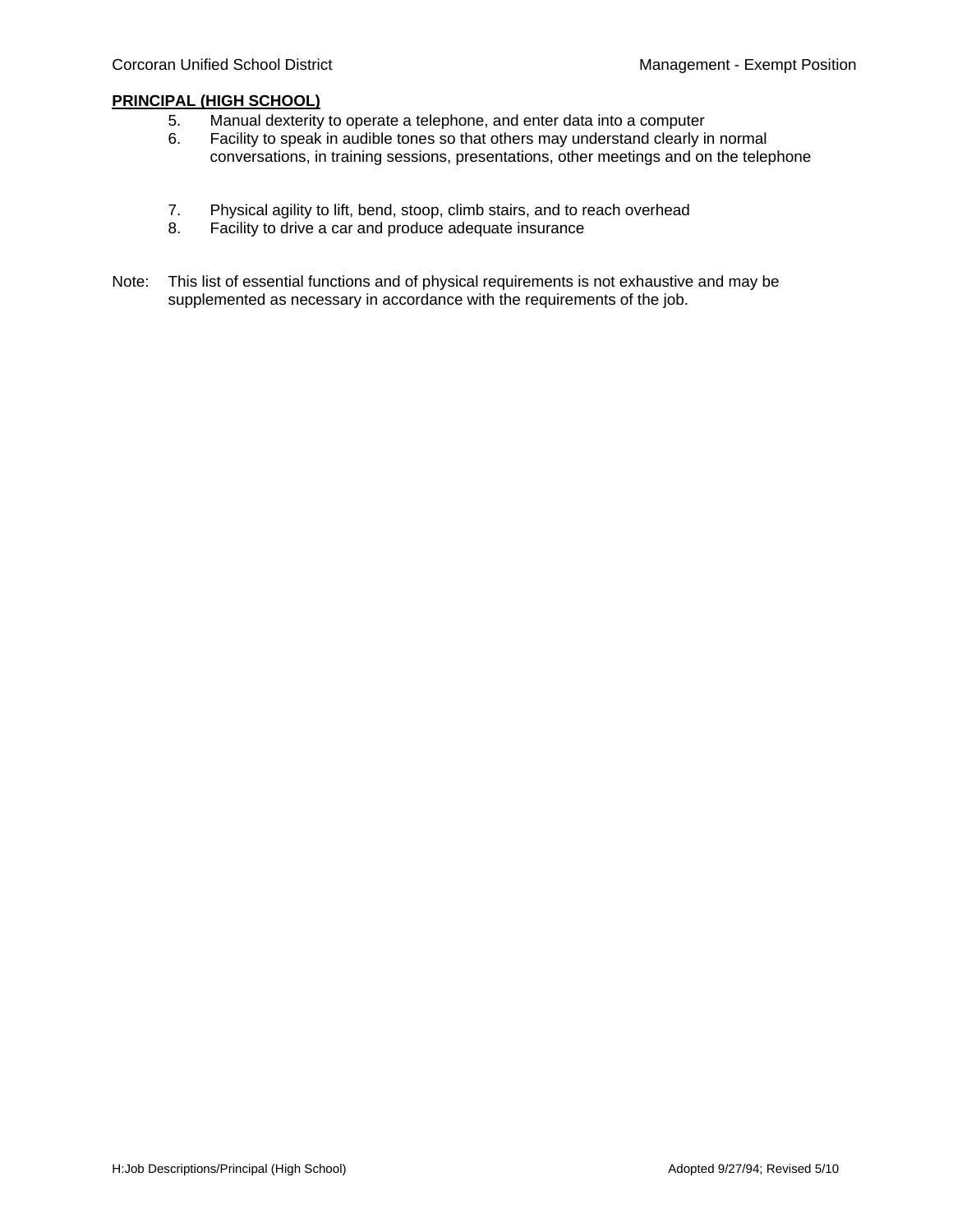**PRINCIPAL (HIGH SCHOOL)**

5. Manual dexterity to operate a telephone, and enter data into a computer
6. Facility to speak in audible tones so that others may understand clearly in normal conversations, in training sessions, presentations, other meetings and on the telephone
7. Physical agility to lift, bend, stoop, climb stairs, and to reach overhead
8. Facility to drive a car and produce adequate insurance

Note: This list of essential functions and of physical requirements is not exhaustive and may be supplemented as necessary in accordance with the requirements of the job.